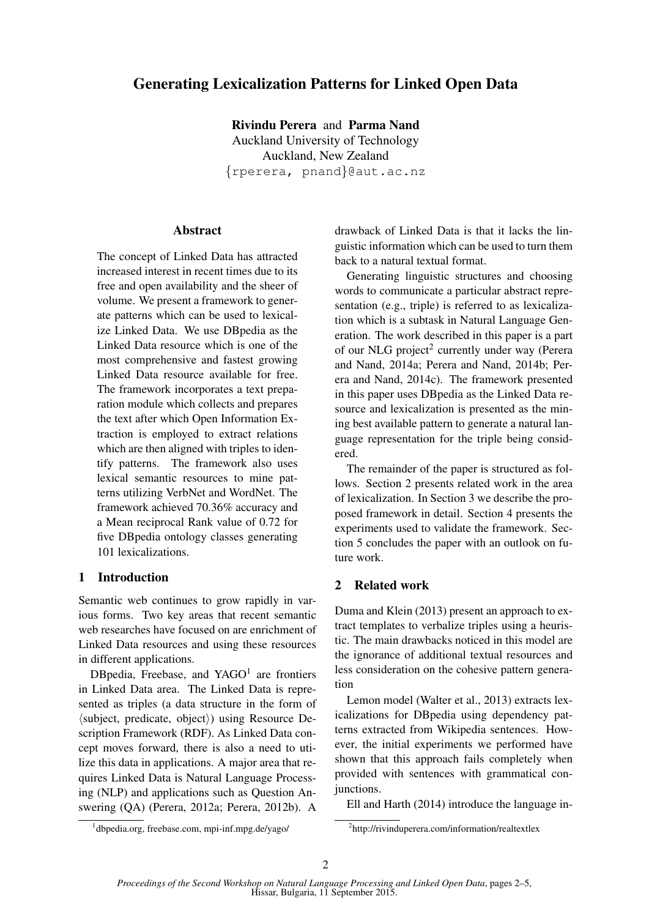# Generating Lexicalization Patterns for Linked Open Data

**Rivindu Perera** and **Parma Nand**
Auckland University of Technology
Auckland, New Zealand
{rperera, pnand}@aut.ac.nz

## Abstract

The concept of Linked Data has attracted increased interest in recent times due to its free and open availability and the sheer of volume. We present a framework to generate patterns which can be used to lexicalize Linked Data. We use DBpedia as the Linked Data resource which is one of the most comprehensive and fastest growing Linked Data resource available for free. The framework incorporates a text preparation module which collects and prepares the text after which Open Information Extraction is employed to extract relations which are then aligned with triples to identify patterns. The framework also uses lexical semantic resources to mine patterns utilizing VerbNet and WordNet. The framework achieved 70.36% accuracy and a Mean reciprocal Rank value of 0.72 for five DBpedia ontology classes generating 101 lexicalizations.

## 1 Introduction

Semantic web continues to grow rapidly in various forms. Two key areas that recent semantic web researches have focused on are enrichment of Linked Data resources and using these resources in different applications.

DBpedia, Freebase, and YAGO[1] are frontiers in Linked Data area. The Linked Data is represented as triples (a data structure in the form of ⟨subject, predicate, object⟩) using Resource Description Framework (RDF). As Linked Data concept moves forward, there is also a need to utilize this data in applications. A major area that requires Linked Data is Natural Language Processing (NLP) and applications such as Question Answering (QA) (Perera, 2012a; Perera, 2012b). A drawback of Linked Data is that it lacks the linguistic information which can be used to turn them back to a natural textual format.

Generating linguistic structures and choosing words to communicate a particular abstract representation (e.g., triple) is referred to as lexicalization which is a subtask in Natural Language Generation. The work described in this paper is a part of our NLG project[2] currently under way (Perera and Nand, 2014a; Perera and Nand, 2014b; Perera and Nand, 2014c). The framework presented in this paper uses DBpedia as the Linked Data resource and lexicalization is presented as the mining best available pattern to generate a natural language representation for the triple being considered.

The remainder of the paper is structured as follows. Section 2 presents related work in the area of lexicalization. In Section 3 we describe the proposed framework in detail. Section 4 presents the experiments used to validate the framework. Section 5 concludes the paper with an outlook on future work.

## 2 Related work

Duma and Klein (2013) present an approach to extract templates to verbalize triples using a heuristic. The main drawbacks noticed in this model are the ignorance of additional textual resources and less consideration on the cohesive pattern generation

Lemon model (Walter et al., 2013) extracts lexicalizations for DBpedia using dependency patterns extracted from Wikipedia sentences. However, the initial experiments we performed have shown that this approach fails completely when provided with sentences with grammatical conjunctions.

Ell and Harth (2014) introduce the language in-

[1] dbpedia.org, freebase.com, mpi-inf.mpg.de/yago/

[2] http://rivinduperera.com/information/realtextlex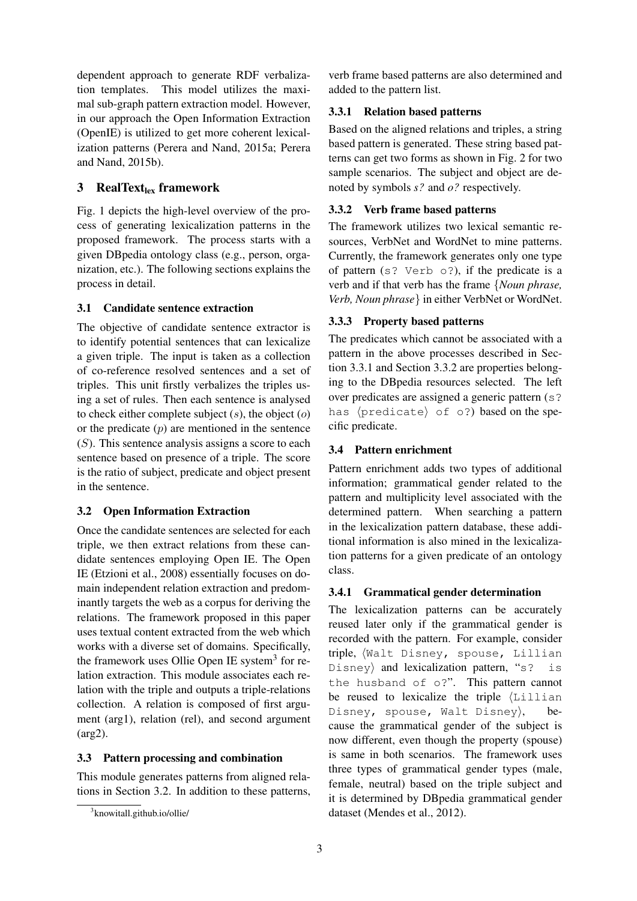dependent approach to generate RDF verbalization templates. This model utilizes the maximal sub-graph pattern extraction model. However, in our approach the Open Information Extraction (OpenIE) is utilized to get more coherent lexicalization patterns (Perera and Nand, 2015a; Perera and Nand, 2015b).

## 3 RealText$_{\text{lex}}$ framework

Fig. 1 depicts the high-level overview of the process of generating lexicalization patterns in the proposed framework. The process starts with a given DBpedia ontology class (e.g., person, organization, etc.). The following sections explains the process in detail.

### 3.1 Candidate sentence extraction

The objective of candidate sentence extractor is to identify potential sentences that can lexicalize a given triple. The input is taken as a collection of co-reference resolved sentences and a set of triples. This unit firstly verbalizes the triples using a set of rules. Then each sentence is analysed to check either complete subject ($s$), the object ($o$) or the predicate ($p$) are mentioned in the sentence ($S$). This sentence analysis assigns a score to each sentence based on presence of a triple. The score is the ratio of subject, predicate and object present in the sentence.

### 3.2 Open Information Extraction

Once the candidate sentences are selected for each triple, we then extract relations from these candidate sentences employing Open IE. The Open IE (Etzioni et al., 2008) essentially focuses on domain independent relation extraction and predominantly targets the web as a corpus for deriving the relations. The framework proposed in this paper uses textual content extracted from the web which works with a diverse set of domains. Specifically, the framework uses Ollie Open IE system[3] for relation extraction. This module associates each relation with the triple and outputs a triple-relations collection. A relation is composed of first argument (arg1), relation (rel), and second argument (arg2).

### 3.3 Pattern processing and combination

This module generates patterns from aligned relations in Section 3.2. In addition to these patterns, verb frame based patterns are also determined and added to the pattern list.

#### 3.3.1 Relation based patterns

Based on the aligned relations and triples, a string based pattern is generated. These string based patterns can get two forms as shown in Fig. 2 for two sample scenarios. The subject and object are denoted by symbols *s?* and *o?* respectively.

#### 3.3.2 Verb frame based patterns

The framework utilizes two lexical semantic resources, VerbNet and WordNet to mine patterns. Currently, the framework generates only one type of pattern (`s? Verb o?`), if the predicate is a verb and if that verb has the frame {*Noun phrase, Verb, Noun phrase*} in either VerbNet or WordNet.

#### 3.3.3 Property based patterns

The predicates which cannot be associated with a pattern in the above processes described in Section 3.3.1 and Section 3.3.2 are properties belonging to the DBpedia resources selected. The left over predicates are assigned a generic pattern (`s? has ⟨predicate⟩ of o?`) based on the specific predicate.

### 3.4 Pattern enrichment

Pattern enrichment adds two types of additional information; grammatical gender related to the pattern and multiplicity level associated with the determined pattern. When searching a pattern in the lexicalization pattern database, these additional information is also mined in the lexicalization patterns for a given predicate of an ontology class.

#### 3.4.1 Grammatical gender determination

The lexicalization patterns can be accurately reused later only if the grammatical gender is recorded with the pattern. For example, consider triple, ⟨`Walt Disney, spouse, Lillian Disney`⟩ and lexicalization pattern, "`s? is the husband of o?`". This pattern cannot be reused to lexicalize the triple ⟨`Lillian Disney, spouse, Walt Disney`⟩, because the grammatical gender of the subject is now different, even though the property (spouse) is same in both scenarios. The framework uses three types of grammatical gender types (male, female, neutral) based on the triple subject and it is determined by DBpedia grammatical gender dataset (Mendes et al., 2012).

[3] knowitall.github.io/ollie/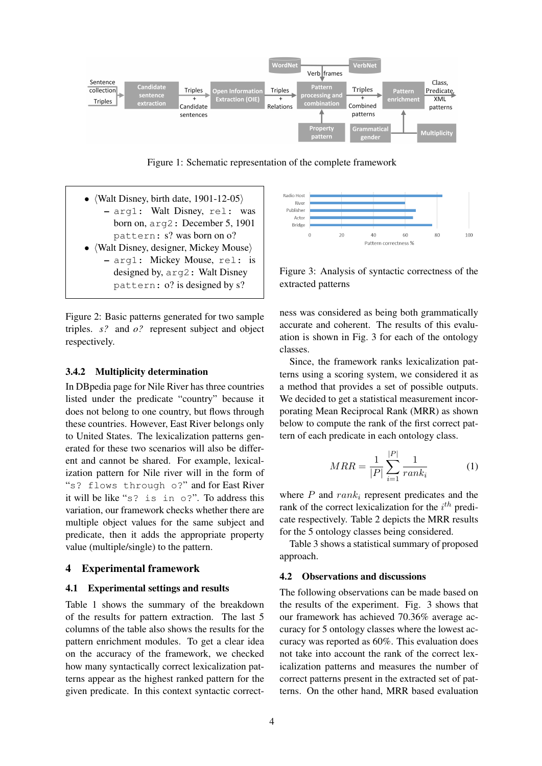Figure 1: Schematic representation of the complete framework

- ⟨Walt Disney, birth date, 1901-12-05⟩
  - `arg1:` Walt Disney, `rel:` was born on, `arg2:` December 5, 1901
    `pattern:` s? was born on o?
- ⟨Walt Disney, designer, Mickey Mouse⟩
  - `arg1:` Mickey Mouse, `rel:` is designed by, `arg2:` Walt Disney
    `pattern:` o? is designed by s?

Figure 2: Basic patterns generated for two sample triples. *s?* and *o?* represent subject and object respectively.

### 3.4.2 Multiplicity determination

In DBpedia page for Nile River has three countries listed under the predicate "country" because it does not belong to one country, but flows through these countries. However, East River belongs only to United States. The lexicalization patterns generated for these two scenarios will also be different and cannot be shared. For example, lexicalization pattern for Nile river will in the form of "`s? flows through o?`" and for East River it will be like "`s? is in o?`". To address this variation, our framework checks whether there are multiple object values for the same subject and predicate, then it adds the appropriate property value (multiple/single) to the pattern.

## 4 Experimental framework

### 4.1 Experimental settings and results

Table 1 shows the summary of the breakdown of the results for pattern extraction. The last 5 columns of the table also shows the results for the pattern enrichment modules. To get a clear idea on the accuracy of the framework, we checked how many syntactically correct lexicalization patterns appear as the highest ranked pattern for the given predicate. In this context syntactic correctness was considered as being both grammatically accurate and coherent. The results of this evaluation is shown in Fig. 3 for each of the ontology classes.

Figure 3: Analysis of syntactic correctness of the extracted patterns

Since, the framework ranks lexicalization patterns using a scoring system, we considered it as a method that provides a set of possible outputs. We decided to get a statistical measurement incorporating Mean Reciprocal Rank (MRR) as shown below to compute the rank of the first correct pattern of each predicate in each ontology class.

$$MRR = \frac{1}{|P|} \sum_{i=1}^{|P|} \frac{1}{rank_i} \quad (1)$$

where $P$ and $rank_i$ represent predicates and the rank of the correct lexicalization for the $i^{th}$ predicate respectively. Table 2 depicts the MRR results for the 5 ontology classes being considered.

Table 3 shows a statistical summary of proposed approach.

### 4.2 Observations and discussions

The following observations can be made based on the results of the experiment. Fig. 3 shows that our framework has achieved 70.36% average accuracy for 5 ontology classes where the lowest accuracy was reported as 60%. This evaluation does not take into account the rank of the correct lexicalization patterns and measures the number of correct patterns present in the extracted set of patterns. On the other hand, MRR based evaluation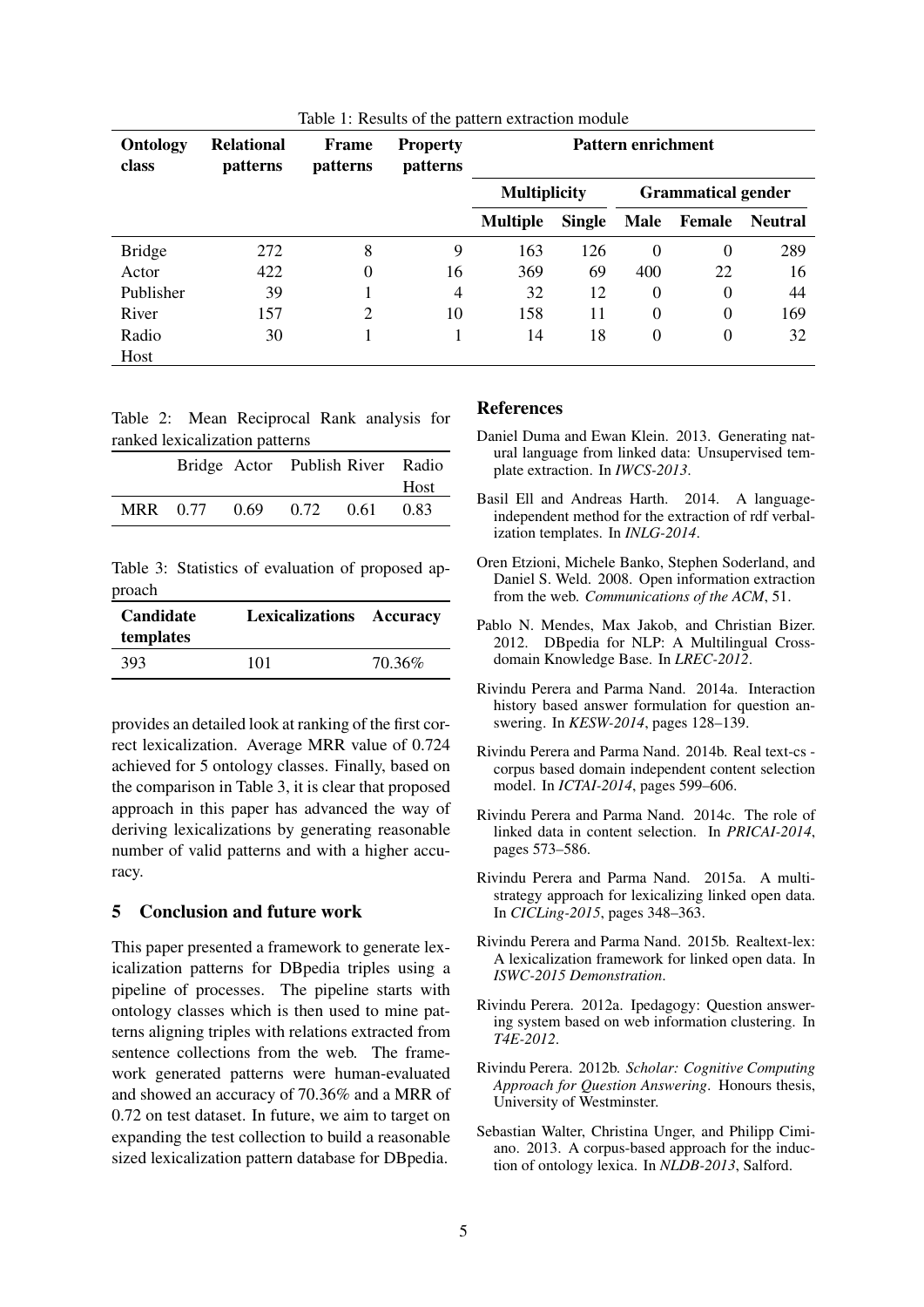Table 1: Results of the pattern extraction module

| Ontology class | Relational patterns | Frame patterns | Property patterns | Pattern enrichment | | | | |
|---|---|---|---|---|---|---|---|---|
| | | | | Multiplicity | | Grammatical gender | | |
| | | | | Multiple | Single | Male | Female | Neutral |
| Bridge | 272 | 8 | 9 | 163 | 126 | 0 | 0 | 289 |
| Actor | 422 | 0 | 16 | 369 | 69 | 400 | 22 | 16 |
| Publisher | 39 | 1 | 4 | 32 | 12 | 0 | 0 | 44 |
| River | 157 | 2 | 10 | 158 | 11 | 0 | 0 | 169 |
| Radio Host | 30 | 1 | 1 | 14 | 18 | 0 | 0 | 32 |

Table 2: Mean Reciprocal Rank analysis for ranked lexicalization patterns

| | Bridge | Actor | Publish | River | Radio Host |
|---|---|---|---|---|---|
| MRR | 0.77 | 0.69 | 0.72 | 0.61 | 0.83 |

Table 3: Statistics of evaluation of proposed approach

| Candidate templates | Lexicalizations | Accuracy |
|---|---|---|
| 393 | 101 | 70.36% |

provides an detailed look at ranking of the first correct lexicalization. Average MRR value of 0.724 achieved for 5 ontology classes. Finally, based on the comparison in Table 3, it is clear that proposed approach in this paper has advanced the way of deriving lexicalizations by generating reasonable number of valid patterns and with a higher accuracy.

## 5 Conclusion and future work

This paper presented a framework to generate lexicalization patterns for DBpedia triples using a pipeline of processes. The pipeline starts with ontology classes which is then used to mine patterns aligning triples with relations extracted from sentence collections from the web. The framework generated patterns were human-evaluated and showed an accuracy of 70.36% and a MRR of 0.72 on test dataset. In future, we aim to target on expanding the test collection to build a reasonable sized lexicalization pattern database for DBpedia.

## References

Daniel Duma and Ewan Klein. 2013. Generating natural language from linked data: Unsupervised template extraction. In *IWCS-2013*.

Basil Ell and Andreas Harth. 2014. A language-independent method for the extraction of rdf verbalization templates. In *INLG-2014*.

Oren Etzioni, Michele Banko, Stephen Soderland, and Daniel S. Weld. 2008. Open information extraction from the web. *Communications of the ACM*, 51.

Pablo N. Mendes, Max Jakob, and Christian Bizer. 2012. DBpedia for NLP: A Multilingual Cross-domain Knowledge Base. In *LREC-2012*.

Rivindu Perera and Parma Nand. 2014a. Interaction history based answer formulation for question answering. In *KESW-2014*, pages 128–139.

Rivindu Perera and Parma Nand. 2014b. Real text-cs - corpus based domain independent content selection model. In *ICTAI-2014*, pages 599–606.

Rivindu Perera and Parma Nand. 2014c. The role of linked data in content selection. In *PRICAI-2014*, pages 573–586.

Rivindu Perera and Parma Nand. 2015a. A multi-strategy approach for lexicalizing linked open data. In *CICLing-2015*, pages 348–363.

Rivindu Perera and Parma Nand. 2015b. Realtext-lex: A lexicalization framework for linked open data. In *ISWC-2015 Demonstration*.

Rivindu Perera. 2012a. Ipedagogy: Question answering system based on web information clustering. In *T4E-2012*.

Rivindu Perera. 2012b. *Scholar: Cognitive Computing Approach for Question Answering*. Honours thesis, University of Westminster.

Sebastian Walter, Christina Unger, and Philipp Cimiano. 2013. A corpus-based approach for the induction of ontology lexica. In *NLDB-2013*, Salford.